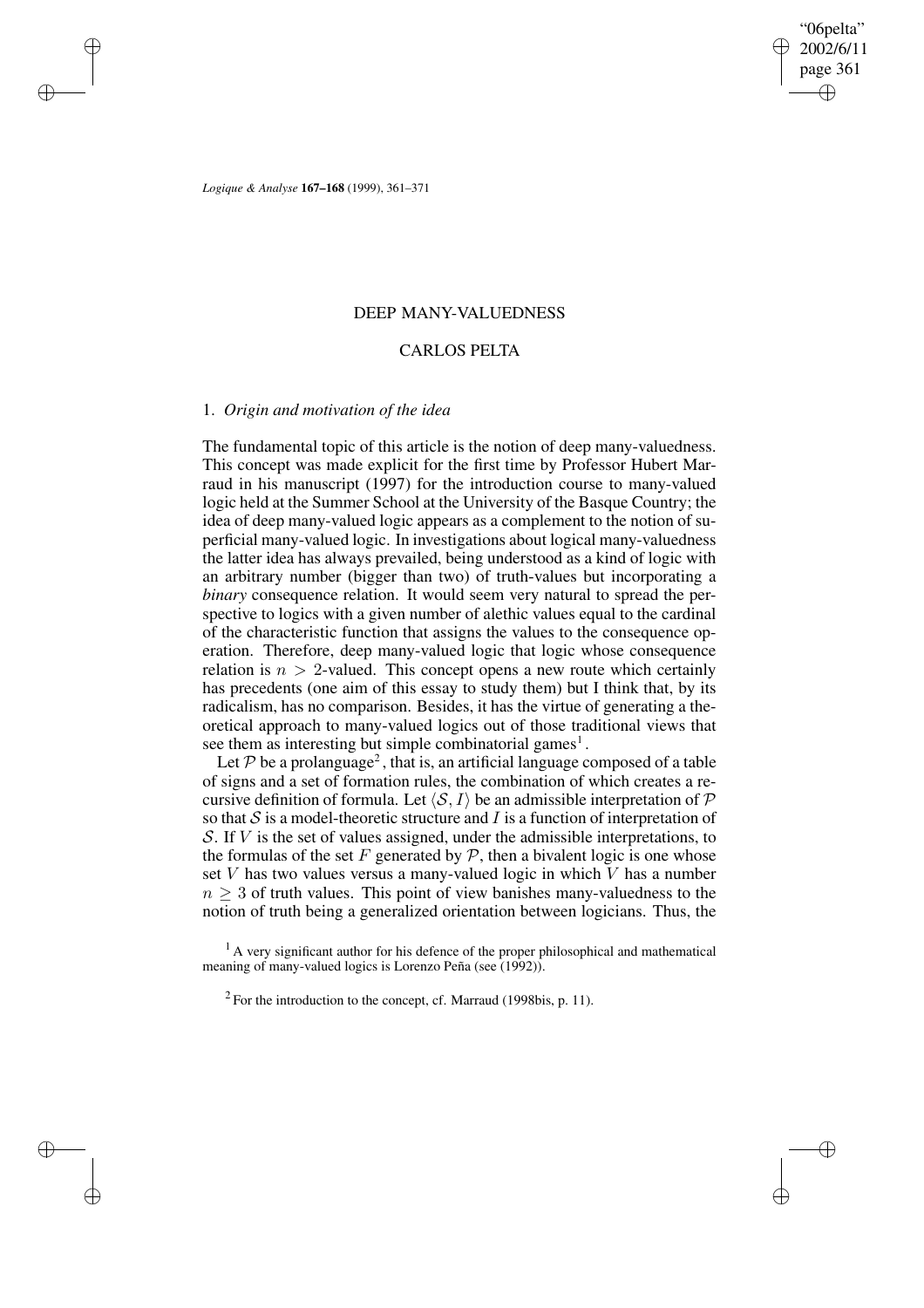# DEEP MANY-VALUEDNESS

## CARLOS PELTA

### 1. *Origin and motivation of the idea*

The fundamental topic of this article is the notion of deep many-valuedness. This concept was made explicit for the first time by Professor Hubert Marraud in his manuscript (1997) for the introduction course to many-valued logic held at the Summer School at the University of the Basque Country; the idea of deep many-valued logic appears as a complement to the notion of superficial many-valued logic. In investigations about logical many-valuedness the latter idea has always prevailed, being understood as a kind of logic with an arbitrary number (bigger than two) of truth-values but incorporating a *binary* consequence relation. It would seem very natural to spread the perspective to logics with a given number of alethic values equal to the cardinal of the characteristic function that assigns the values to the consequence operation. Therefore, deep many-valued logic that logic whose consequence relation is $n > 2$-valued. This concept opens a new route which certainly has precedents (one aim of this essay to study them) but I think that, by its radicalism, has no comparison. Besides, it has the virtue of generating a theoretical approach to many-valued logics out of those traditional views that see them as interesting but simple combinatorial games[1].

Let $\mathcal{P}$ be a prolanguage[2], that is, an artificial language composed of a table of signs and a set of formation rules, the combination of which creates a recursive definition of formula. Let $\langle \mathcal{S}, I \rangle$ be an admissible interpretation of $\mathcal{P}$ so that $\mathcal{S}$ is a model-theoretic structure and $I$ is a function of interpretation of $\mathcal{S}$. If $V$ is the set of values assigned, under the admissible interpretations, to the formulas of the set $F$ generated by $\mathcal{P}$, then a bivalent logic is one whose set $V$ has two values versus a many-valued logic in which $V$ has a number $n \geq 3$ of truth values. This point of view banishes many-valuedness to the notion of truth being a generalized orientation between logicians. Thus, the

[1] A very significant author for his defence of the proper philosophical and mathematical meaning of many-valued logics is Lorenzo Peña (see (1992)).

[2] For the introduction to the concept, cf. Marraud (1998bis, p. 11).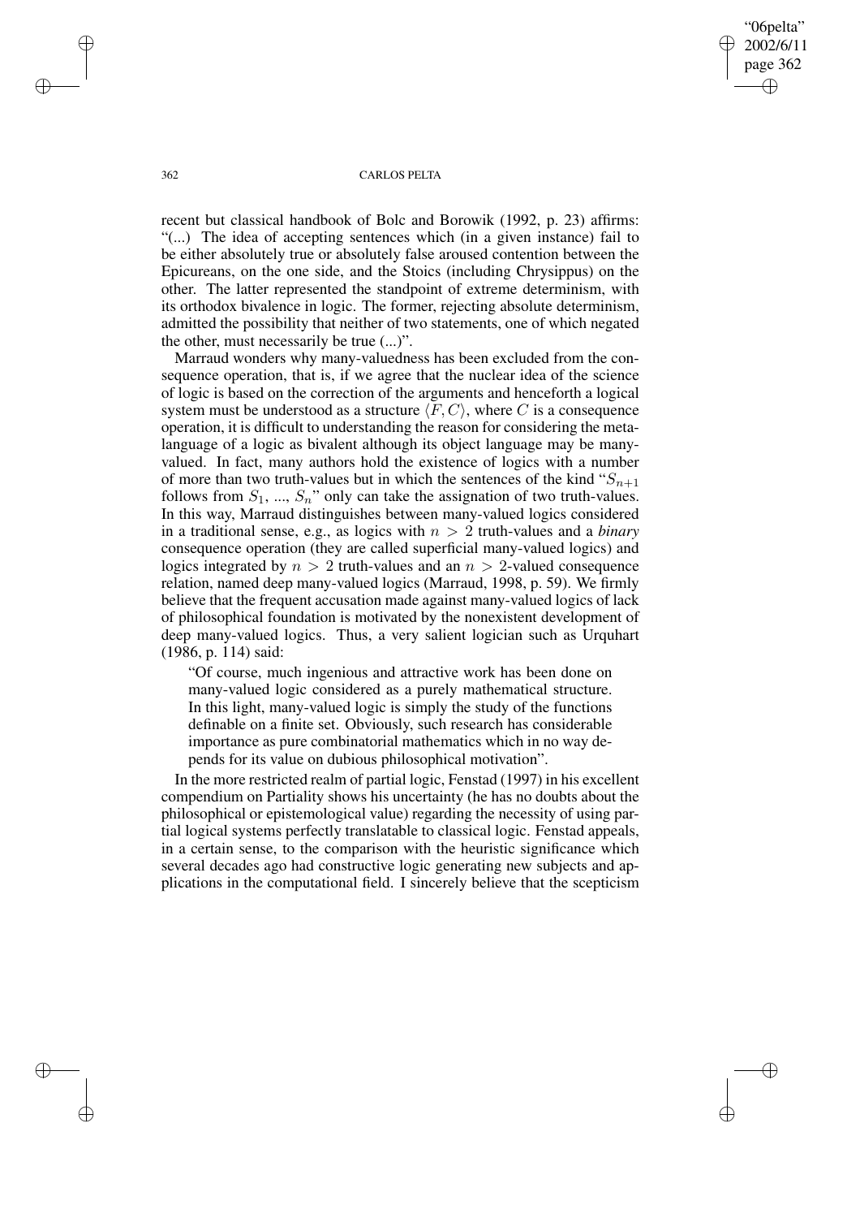recent but classical handbook of Bolc and Borowik (1992, p. 23) affirms: "(...) The idea of accepting sentences which (in a given instance) fail to be either absolutely true or absolutely false aroused contention between the Epicureans, on the one side, and the Stoics (including Chrysippus) on the other. The latter represented the standpoint of extreme determinism, with its orthodox bivalence in logic. The former, rejecting absolute determinism, admitted the possibility that neither of two statements, one of which negated the other, must necessarily be true (...)".

Marraud wonders why many-valuedness has been excluded from the consequence operation, that is, if we agree that the nuclear idea of the science of logic is based on the correction of the arguments and henceforth a logical system must be understood as a structure $\langle F, C \rangle$, where $C$ is a consequence operation, it is difficult to understanding the reason for considering the metalanguage of a logic as bivalent although its object language may be many-valued. In fact, many authors hold the existence of logics with a number of more than two truth-values but in which the sentences of the kind "$S_{n+1}$ follows from $S_1$, ..., $S_n$" only can take the assignation of two truth-values. In this way, Marraud distinguishes between many-valued logics considered in a traditional sense, e.g., as logics with $n > 2$ truth-values and a *binary* consequence operation (they are called superficial many-valued logics) and logics integrated by $n > 2$ truth-values and an $n > 2$-valued consequence relation, named deep many-valued logics (Marraud, 1998, p. 59). We firmly believe that the frequent accusation made against many-valued logics of lack of philosophical foundation is motivated by the nonexistent development of deep many-valued logics. Thus, a very salient logician such as Urquhart (1986, p. 114) said:

> "Of course, much ingenious and attractive work has been done on many-valued logic considered as a purely mathematical structure. In this light, many-valued logic is simply the study of the functions definable on a finite set. Obviously, such research has considerable importance as pure combinatorial mathematics which in no way depends for its value on dubious philosophical motivation".

In the more restricted realm of partial logic, Fenstad (1997) in his excellent compendium on Partiality shows his uncertainty (he has no doubts about the philosophical or epistemological value) regarding the necessity of using partial logical systems perfectly translatable to classical logic. Fenstad appeals, in a certain sense, to the comparison with the heuristic significance which several decades ago had constructive logic generating new subjects and applications in the computational field. I sincerely believe that the scepticism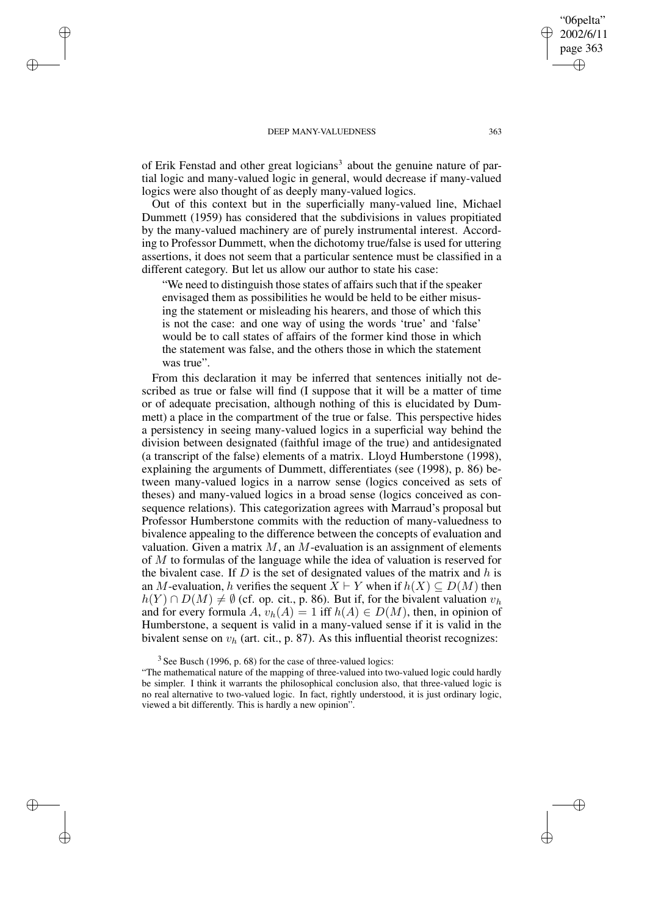of Erik Fenstad and other great logicians[3] about the genuine nature of partial logic and many-valued logic in general, would decrease if many-valued logics were also thought of as deeply many-valued logics.

Out of this context but in the superficially many-valued line, Michael Dummett (1959) has considered that the subdivisions in values propitiated by the many-valued machinery are of purely instrumental interest. According to Professor Dummett, when the dichotomy true/false is used for uttering assertions, it does not seem that a particular sentence must be classified in a different category. But let us allow our author to state his case:

> "We need to distinguish those states of affairs such that if the speaker envisaged them as possibilities he would be held to be either misusing the statement or misleading his hearers, and those of which this is not the case: and one way of using the words 'true' and 'false' would be to call states of affairs of the former kind those in which the statement was false, and the others those in which the statement was true".

From this declaration it may be inferred that sentences initially not described as true or false will find (I suppose that it will be a matter of time or of adequate precisation, although nothing of this is elucidated by Dummett) a place in the compartment of the true or false. This perspective hides a persistency in seeing many-valued logics in a superficial way behind the division between designated (faithful image of the true) and antidesignated (a transcript of the false) elements of a matrix. Lloyd Humberstone (1998), explaining the arguments of Dummett, differentiates (see (1998), p. 86) between many-valued logics in a narrow sense (logics conceived as sets of theses) and many-valued logics in a broad sense (logics conceived as consequence relations). This categorization agrees with Marraud's proposal but Professor Humberstone commits with the reduction of many-valuedness to bivalence appealing to the difference between the concepts of evaluation and valuation. Given a matrix $M$, an $M$-evaluation is an assignment of elements of $M$ to formulas of the language while the idea of valuation is reserved for the bivalent case. If $D$ is the set of designated values of the matrix and $h$ is an $M$-evaluation, $h$ verifies the sequent $X \vdash Y$ when if $h(X) \subseteq D(M)$ then $h(Y) \cap D(M) \neq \emptyset$ (cf. op. cit., p. 86). But if, for the bivalent valuation $v_h$ and for every formula $A$, $v_h(A) = 1$ iff $h(A) \in D(M)$, then, in opinion of Humberstone, a sequent is valid in a many-valued sense if it is valid in the bivalent sense on $v_h$ (art. cit., p. 87). As this influential theorist recognizes:

[3] See Busch (1996, p. 68) for the case of three-valued logics:
"The mathematical nature of the mapping of three-valued into two-valued logic could hardly be simpler. I think it warrants the philosophical conclusion also, that three-valued logic is no real alternative to two-valued logic. In fact, rightly understood, it is just ordinary logic, viewed a bit differently. This is hardly a new opinion".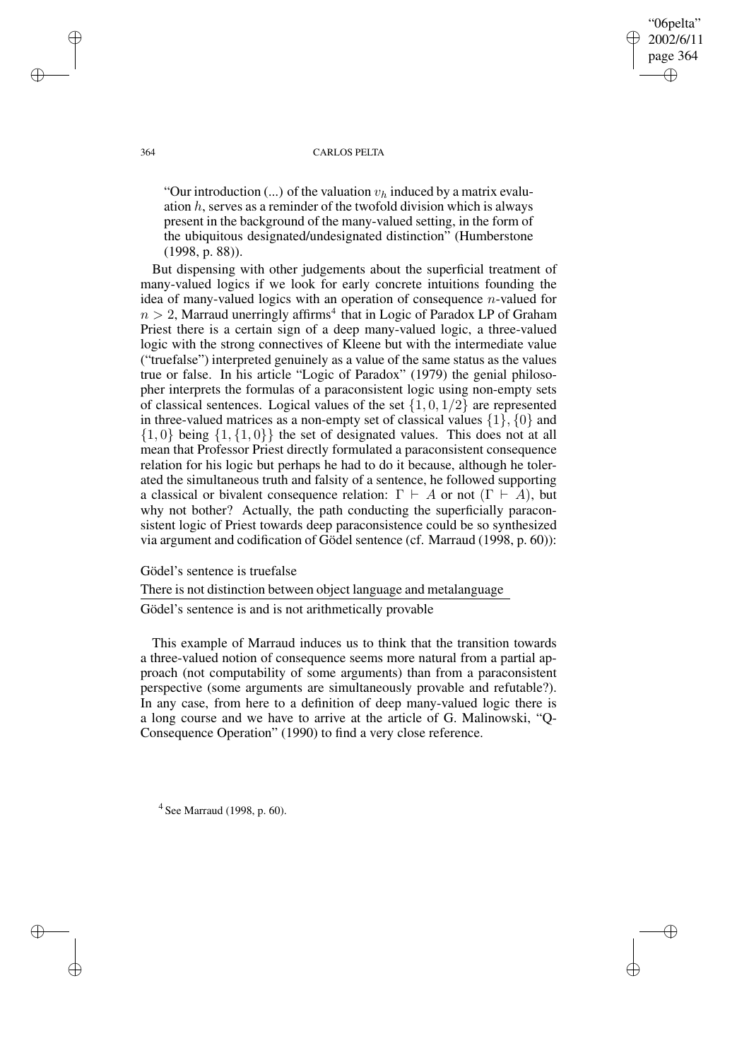> "Our introduction (...) of the valuation $v_h$ induced by a matrix evaluation $h$, serves as a reminder of the twofold division which is always present in the background of the many-valued setting, in the form of the ubiquitous designated/undesignated distinction" (Humberstone (1998, p. 88)).

But dispensing with other judgements about the superficial treatment of many-valued logics if we look for early concrete intuitions founding the idea of many-valued logics with an operation of consequence $n$-valued for $n > 2$, Marraud unerringly affirms[4] that in Logic of Paradox LP of Graham Priest there is a certain sign of a deep many-valued logic, a three-valued logic with the strong connectives of Kleene but with the intermediate value ("truefalse") interpreted genuinely as a value of the same status as the values true or false. In his article "Logic of Paradox" (1979) the genial philosopher interprets the formulas of a paraconsistent logic using non-empty sets of classical sentences. Logical values of the set $\{1, 0, 1/2\}$ are represented in three-valued matrices as a non-empty set of classical values $\{1\}, \{0\}$ and $\{1, 0\}$ being $\{1, \{1, 0\}\}$ the set of designated values. This does not at all mean that Professor Priest directly formulated a paraconsistent consequence relation for his logic but perhaps he had to do it because, although he tolerated the simultaneous truth and falsity of a sentence, he followed supporting a classical or bivalent consequence relation: $\Gamma \vdash A$ or not $(\Gamma \vdash A)$, but why not bother? Actually, the path conducting the superficially paraconsistent logic of Priest towards deep paraconsistence could be so synthesized via argument and codification of Gödel sentence (cf. Marraud (1998, p. 60)):

Gödel's sentence is truefalse

There is not distinction between object language and metalanguage

---

Gödel's sentence is and is not arithmetically provable

This example of Marraud induces us to think that the transition towards a three-valued notion of consequence seems more natural from a partial approach (not computability of some arguments) than from a paraconsistent perspective (some arguments are simultaneously provable and refutable?). In any case, from here to a definition of deep many-valued logic there is a long course and we have to arrive at the article of G. Malinowski, "Q-Consequence Operation" (1990) to find a very close reference.

[4] See Marraud (1998, p. 60).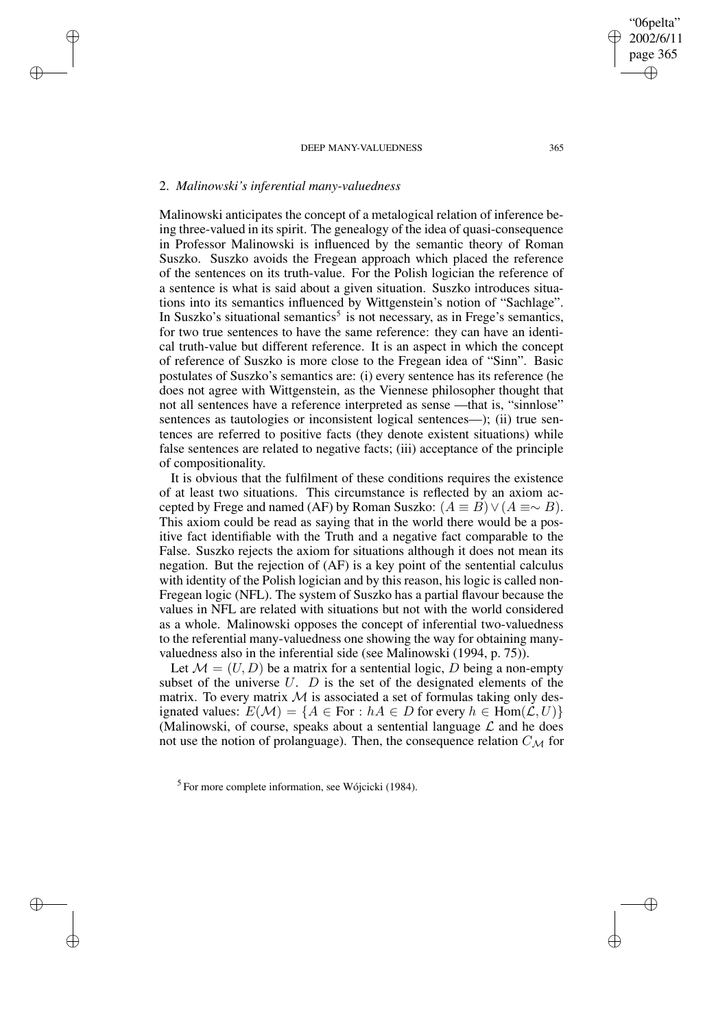## 2. *Malinowski's inferential many-valuedness*

Malinowski anticipates the concept of a metalogical relation of inference being three-valued in its spirit. The genealogy of the idea of quasi-consequence in Professor Malinowski is influenced by the semantic theory of Roman Suszko. Suszko avoids the Fregean approach which placed the reference of the sentences on its truth-value. For the Polish logician the reference of a sentence is what is said about a given situation. Suszko introduces situations into its semantics influenced by Wittgenstein's notion of "Sachlage". In Suszko's situational semantics[5] is not necessary, as in Frege's semantics, for two true sentences to have the same reference: they can have an identical truth-value but different reference. It is an aspect in which the concept of reference of Suszko is more close to the Fregean idea of "Sinn". Basic postulates of Suszko's semantics are: (i) every sentence has its reference (he does not agree with Wittgenstein, as the Viennese philosopher thought that not all sentences have a reference interpreted as sense —that is, "sinnlose" sentences as tautologies or inconsistent logical sentences—); (ii) true sentences are referred to positive facts (they denote existent situations) while false sentences are related to negative facts; (iii) acceptance of the principle of compositionality.

It is obvious that the fulfilment of these conditions requires the existence of at least two situations. This circumstance is reflected by an axiom accepted by Frege and named (AF) by Roman Suszko: $(A \equiv B) \vee (A \equiv \sim B)$. This axiom could be read as saying that in the world there would be a positive fact identifiable with the Truth and a negative fact comparable to the False. Suszko rejects the axiom for situations although it does not mean its negation. But the rejection of (AF) is a key point of the sentential calculus with identity of the Polish logician and by this reason, his logic is called non-Fregean logic (NFL). The system of Suszko has a partial flavour because the values in NFL are related with situations but not with the world considered as a whole. Malinowski opposes the concept of inferential two-valuedness to the referential many-valuedness one showing the way for obtaining many-valuedness also in the inferential side (see Malinowski (1994, p. 75)).

Let $\mathcal{M} = (U, D)$ be a matrix for a sentential logic, $D$ being a non-empty subset of the universe $U$. $D$ is the set of the designated elements of the matrix. To every matrix $\mathcal{M}$ is associated a set of formulas taking only designated values: $E(\mathcal{M}) = \{A \in \text{For} : hA \in D \text{ for every } h \in \text{Hom}(\mathcal{L}, U)\}$ (Malinowski, of course, speaks about a sentential language $\mathcal{L}$ and he does not use the notion of prolanguage). Then, the consequence relation $C_{\mathcal{M}}$ for

[5] For more complete information, see Wójcicki (1984).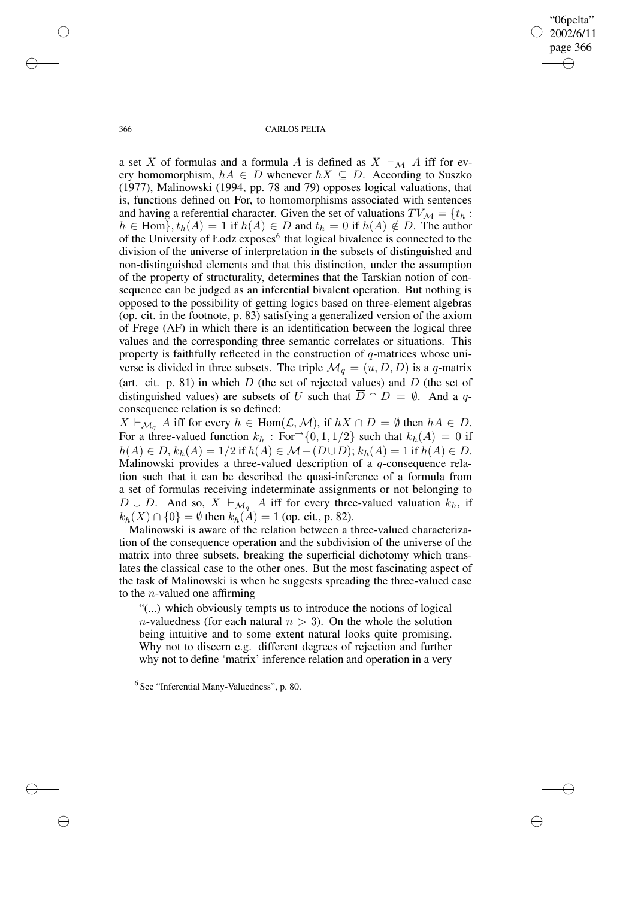a set $X$ of formulas and a formula $A$ is defined as $X \vdash_{\mathcal{M}} A$ iff for every homomorphism, $hA \in D$ whenever $hX \subseteq D$. According to Suszko (1977), Malinowski (1994, pp. 78 and 79) opposes logical valuations, that is, functions defined on For, to homomorphisms associated with sentences and having a referential character. Given the set of valuations $TV_{\mathcal{M}} = \{t_h : h \in \text{Hom}\}$, $t_h(A) = 1$ if $h(A) \in D$ and $t_h = 0$ if $h(A) \notin D$. The author of the University of Łodz exposes[6] that logical bivalence is connected to the division of the universe of interpretation in the subsets of distinguished and non-distinguished elements and that this distinction, under the assumption of the property of structurality, determines that the Tarskian notion of consequence can be judged as an inferential bivalent operation. But nothing is opposed to the possibility of getting logics based on three-element algebras (op. cit. in the footnote, p. 83) satisfying a generalized version of the axiom of Frege (AF) in which there is an identification between the logical three values and the corresponding three semantic correlates or situations. This property is faithfully reflected in the construction of $q$-matrices whose universe is divided in three subsets. The triple $\mathcal{M}_q = (u, \overline{D}, D)$ is a $q$-matrix (art. cit. p. 81) in which $\overline{D}$ (the set of rejected values) and $D$ (the set of distinguished values) are subsets of $U$ such that $\overline{D} \cap D = \emptyset$. And a $q$-consequence relation is so defined:

$X \vdash_{\mathcal{M}_q} A$ iff for every $h \in \text{Hom}(\mathcal{L}, \mathcal{M})$, if $hX \cap \overline{D} = \emptyset$ then $hA \in D$. For a three-valued function $k_h : \text{For} \rightarrow \{0, 1, 1/2\}$ such that $k_h(A) = 0$ if $h(A) \in \overline{D}$, $k_h(A) = 1/2$ if $h(A) \in \mathcal{M} - (\overline{D} \cup D)$; $k_h(A) = 1$ if $h(A) \in D$. Malinowski provides a three-valued description of a $q$-consequence relation such that it can be described the quasi-inference of a formula from a set of formulas receiving indeterminate assignments or not belonging to $\overline{D} \cup D$. And so, $X \vdash_{\mathcal{M}_q} A$ iff for every three-valued valuation $k_h$, if $k_h(X) \cap \{0\} = \emptyset$ then $k_h(A) = 1$ (op. cit., p. 82).

Malinowski is aware of the relation between a three-valued characterization of the consequence operation and the subdivision of the universe of the matrix into three subsets, breaking the superficial dichotomy which translates the classical case to the other ones. But the most fascinating aspect of the task of Malinowski is when he suggests spreading the three-valued case to the $n$-valued one affirming

> "(...) which obviously tempts us to introduce the notions of logical $n$-valuedness (for each natural $n > 3$). On the whole the solution being intuitive and to some extent natural looks quite promising. Why not to discern e.g. different degrees of rejection and further why not to define 'matrix' inference relation and operation in a very

[6] See "Inferential Many-Valuedness", p. 80.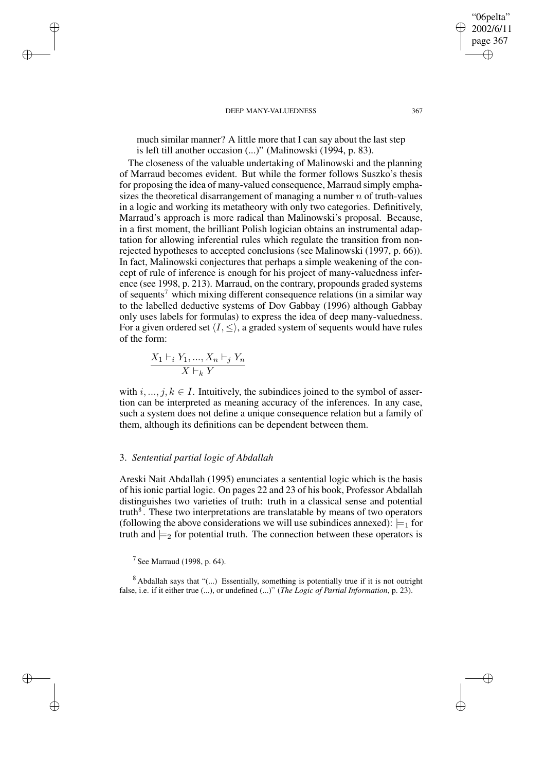much similar manner? A little more that I can say about the last step is left till another occasion (...)" (Malinowski (1994, p. 83).

The closeness of the valuable undertaking of Malinowski and the planning of Marraud becomes evident. But while the former follows Suszko's thesis for proposing the idea of many-valued consequence, Marraud simply emphasizes the theoretical disarrangement of managing a number $n$ of truth-values in a logic and working its metatheory with only two categories. Definitively, Marraud's approach is more radical than Malinowski's proposal. Because, in a first moment, the brilliant Polish logician obtains an instrumental adaptation for allowing inferential rules which regulate the transition from non-rejected hypotheses to accepted conclusions (see Malinowski (1997, p. 66)). In fact, Malinowski conjectures that perhaps a simple weakening of the concept of rule of inference is enough for his project of many-valuedness inference (see 1998, p. 213). Marraud, on the contrary, propounds graded systems of sequents[7] which mixing different consequence relations (in a similar way to the labelled deductive systems of Dov Gabbay (1996) although Gabbay only uses labels for formulas) to express the idea of deep many-valuedness. For a given ordered set $\langle I, \leq \rangle$, a graded system of sequents would have rules of the form:

$$\frac{X_1 \vdash_i Y_1, ..., X_n \vdash_j Y_n}{X \vdash_k Y}$$

with $i, ..., j, k \in I$. Intuitively, the subindices joined to the symbol of assertion can be interpreted as meaning accuracy of the inferences. In any case, such a system does not define a unique consequence relation but a family of them, although its definitions can be dependent between them.

## 3. *Sentential partial logic of Abdallah*

Areski Nait Abdallah (1995) enunciates a sentential logic which is the basis of his ionic partial logic. On pages 22 and 23 of his book, Professor Abdallah distinguishes two varieties of truth: truth in a classical sense and potential truth[8]. These two interpretations are translatable by means of two operators (following the above considerations we will use subindices annexed): $\models_1$ for truth and $\models_2$ for potential truth. The connection between these operators is

[7] See Marraud (1998, p. 64).

[8] Abdallah says that "(...) Essentially, something is potentially true if it is not outright false, i.e. if it either true (...), or undefined (...)" (*The Logic of Partial Information*, p. 23).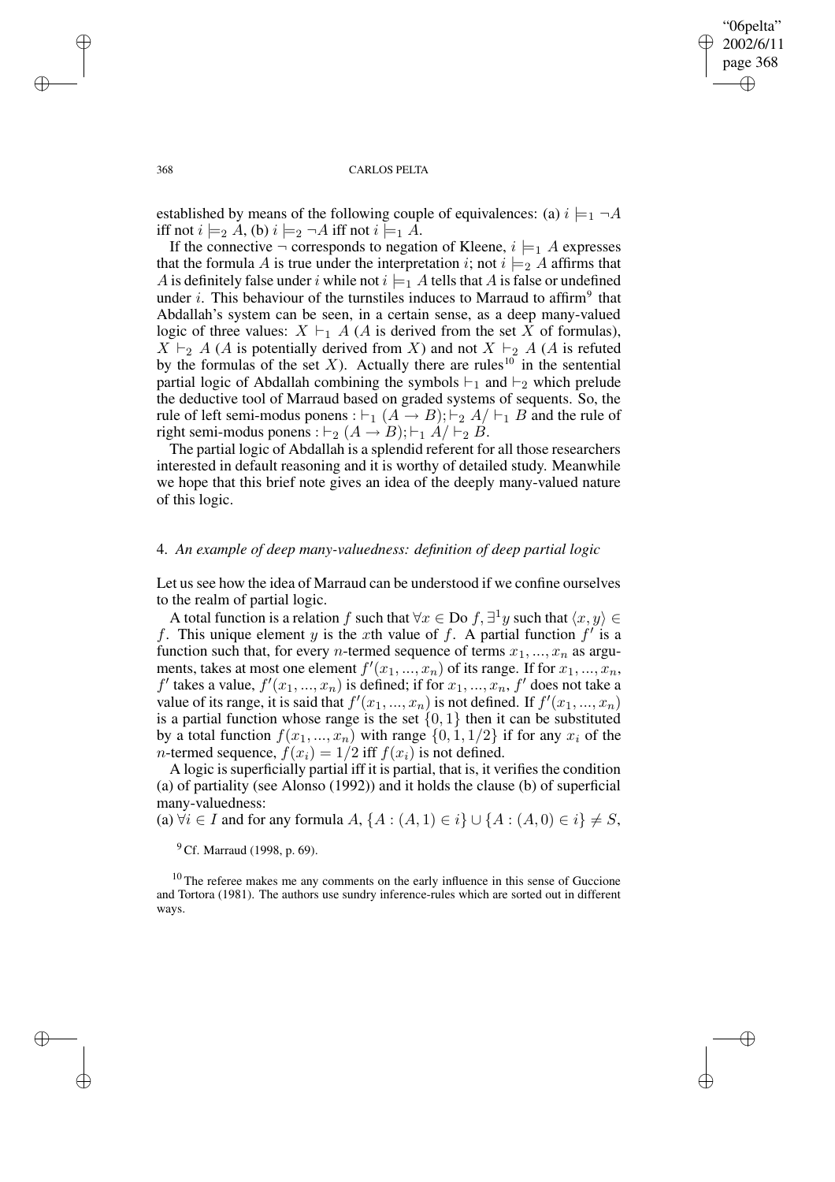established by means of the following couple of equivalences: (a) $i \models_1 \neg A$ iff not $i \models_2 A$, (b) $i \models_2 \neg A$ iff not $i \models_1 A$.

If the connective $\neg$ corresponds to negation of Kleene, $i \models_1 A$ expresses that the formula $A$ is true under the interpretation $i$; not $i \models_2 A$ affirms that $A$ is definitely false under $i$ while not $i \models_1 A$ tells that $A$ is false or undefined under $i$. This behaviour of the turnstiles induces to Marraud to affirm[9] that Abdallah's system can be seen, in a certain sense, as a deep many-valued logic of three values: $X \vdash_1 A$ ($A$ is derived from the set $X$ of formulas), $X \vdash_2 A$ ($A$ is potentially derived from $X$) and not $X \vdash_2 A$ ($A$ is refuted by the formulas of the set $X$). Actually there are rules[10] in the sentential partial logic of Abdallah combining the symbols $\vdash_1$ and $\vdash_2$ which prelude the deductive tool of Marraud based on graded systems of sequents. So, the rule of left semi-modus ponens : $\vdash_1 (A \rightarrow B); \vdash_2 A / \vdash_1 B$ and the rule of right semi-modus ponens : $\vdash_2 (A \rightarrow B); \vdash_1 A / \vdash_2 B$.

The partial logic of Abdallah is a splendid referent for all those researchers interested in default reasoning and it is worthy of detailed study. Meanwhile we hope that this brief note gives an idea of the deeply many-valued nature of this logic.

### 4. *An example of deep many-valuedness: definition of deep partial logic*

Let us see how the idea of Marraud can be understood if we confine ourselves to the realm of partial logic.

A total function is a relation $f$ such that $\forall x \in \text{Do } f, \exists^1 y$ such that $\langle x, y \rangle \in f$. This unique element $y$ is the $x$th value of $f$. A partial function $f'$ is a function such that, for every $n$-termed sequence of terms $x_1, ..., x_n$ as arguments, takes at most one element $f'(x_1, ..., x_n)$ of its range. If for $x_1, ..., x_n$, $f'$ takes a value, $f'(x_1, ..., x_n)$ is defined; if for $x_1, ..., x_n$, $f'$ does not take a value of its range, it is said that $f'(x_1, ..., x_n)$ is not defined. If $f'(x_1, ..., x_n)$ is a partial function whose range is the set $\{0, 1\}$ then it can be substituted by a total function $f(x_1, ..., x_n)$ with range $\{0, 1, 1/2\}$ if for any $x_i$ of the $n$-termed sequence, $f(x_i) = 1/2$ iff $f(x_i)$ is not defined.

A logic is superficially partial iff it is partial, that is, it verifies the condition (a) of partiality (see Alonso (1992)) and it holds the clause (b) of superficial many-valuedness:

(a) $\forall i \in I$ and for any formula $A$, $\{A : (A, 1) \in i\} \cup \{A : (A, 0) \in i\} \neq S$,

[9] Cf. Marraud (1998, p. 69).

[10] The referee makes me any comments on the early influence in this sense of Guccione and Tortora (1981). The authors use sundry inference-rules which are sorted out in different ways.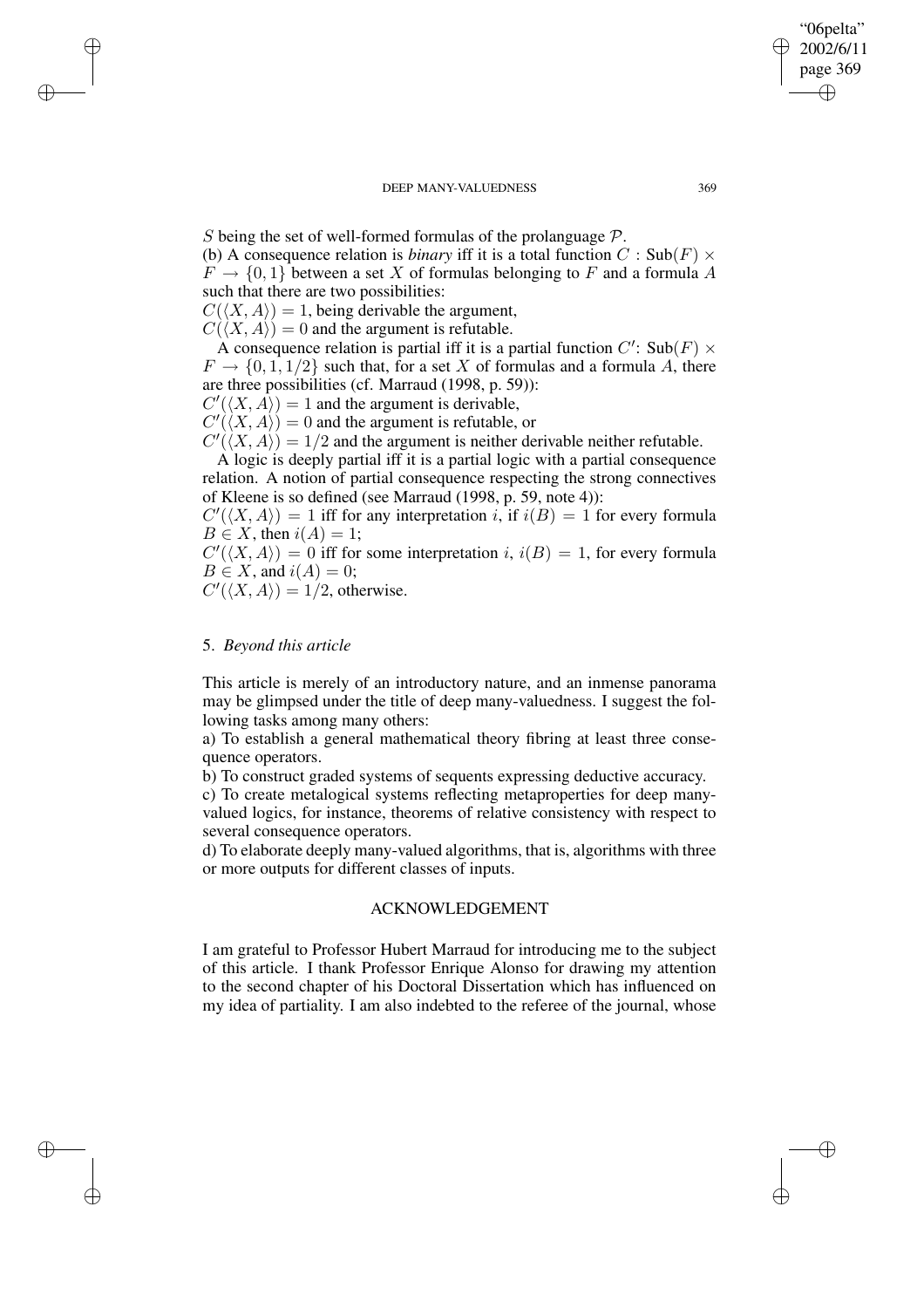$S$ being the set of well-formed formulas of the prolanguage $\mathcal{P}$.

(b) A consequence relation is *binary* iff it is a total function $C : \text{Sub}(F) \times F \rightarrow \{0, 1\}$ between a set $X$ of formulas belonging to $F$ and a formula $A$ such that there are two possibilities:

$C(\langle X, A \rangle) = 1$, being derivable the argument,

$C(\langle X, A \rangle) = 0$ and the argument is refutable.

A consequence relation is partial iff it is a partial function $C'$: $\text{Sub}(F) \times F \rightarrow \{0, 1, 1/2\}$ such that, for a set $X$ of formulas and a formula $A$, there are three possibilities (cf. Marraud (1998, p. 59)):

$C'(\langle X, A \rangle) = 1$ and the argument is derivable,

$C'(\langle X, A \rangle) = 0$ and the argument is refutable, or

$C'(\langle X, A \rangle) = 1/2$ and the argument is neither derivable neither refutable.

A logic is deeply partial iff it is a partial logic with a partial consequence relation. A notion of partial consequence respecting the strong connectives of Kleene is so defined (see Marraud (1998, p. 59, note 4)):

$C'(\langle X, A \rangle) = 1$ iff for any interpretation $i$, if $i(B) = 1$ for every formula $B \in X$, then $i(A) = 1$;

$C'(\langle X, A \rangle) = 0$ iff for some interpretation $i$, $i(B) = 1$, for every formula $B \in X$, and $i(A) = 0$;

$C'(\langle X, A \rangle) = 1/2$, otherwise.

## 5. *Beyond this article*

This article is merely of an introductory nature, and an inmense panorama may be glimpsed under the title of deep many-valuedness. I suggest the following tasks among many others:

a) To establish a general mathematical theory fibring at least three consequence operators.

b) To construct graded systems of sequents expressing deductive accuracy.

c) To create metalogical systems reflecting metaproperties for deep many-valued logics, for instance, theorems of relative consistency with respect to several consequence operators.

d) To elaborate deeply many-valued algorithms, that is, algorithms with three or more outputs for different classes of inputs.

## ACKNOWLEDGEMENT

I am grateful to Professor Hubert Marraud for introducing me to the subject of this article. I thank Professor Enrique Alonso for drawing my attention to the second chapter of his Doctoral Dissertation which has influenced on my idea of partiality. I am also indebted to the referee of the journal, whose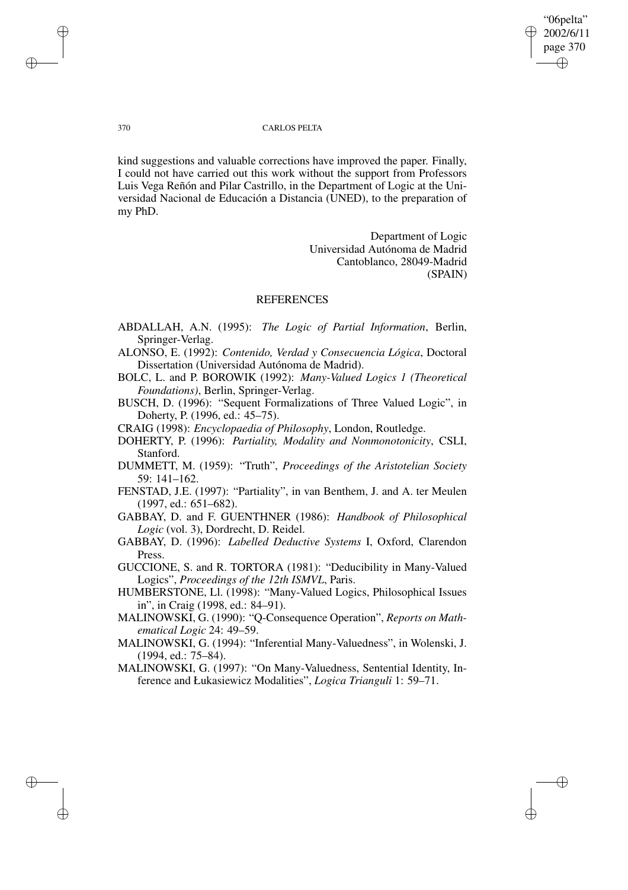kind suggestions and valuable corrections have improved the paper. Finally, I could not have carried out this work without the support from Professors Luis Vega Reñón and Pilar Castrillo, in the Department of Logic at the Universidad Nacional de Educación a Distancia (UNED), to the preparation of my PhD.

Department of Logic
Universidad Autónoma de Madrid
Cantoblanco, 28049-Madrid
(SPAIN)

## REFERENCES

ABDALLAH, A.N. (1995): *The Logic of Partial Information*, Berlin, Springer-Verlag.

ALONSO, E. (1992): *Contenido, Verdad y Consecuencia Lógica*, Doctoral Dissertation (Universidad Autónoma de Madrid).

BOLC, L. and P. BOROWIK (1992): *Many-Valued Logics 1 (Theoretical Foundations)*, Berlin, Springer-Verlag.

BUSCH, D. (1996): "Sequent Formalizations of Three Valued Logic", in Doherty, P. (1996, ed.: 45–75).

CRAIG (1998): *Encyclopaedia of Philosophy*, London, Routledge.

DOHERTY, P. (1996): *Partiality, Modality and Nonmonotonicity*, CSLI, Stanford.

DUMMETT, M. (1959): "Truth", *Proceedings of the Aristotelian Society* 59: 141–162.

FENSTAD, J.E. (1997): "Partiality", in van Benthem, J. and A. ter Meulen (1997, ed.: 651–682).

GABBAY, D. and F. GUENTHNER (1986): *Handbook of Philosophical Logic* (vol. 3), Dordrecht, D. Reidel.

GABBAY, D. (1996): *Labelled Deductive Systems* I, Oxford, Clarendon Press.

GUCCIONE, S. and R. TORTORA (1981): "Deducibility in Many-Valued Logics", *Proceedings of the 12th ISMVL*, Paris.

HUMBERSTONE, Ll. (1998): "Many-Valued Logics, Philosophical Issues in", in Craig (1998, ed.: 84–91).

MALINOWSKI, G. (1990): "Q-Consequence Operation", *Reports on Mathematical Logic* 24: 49–59.

MALINOWSKI, G. (1994): "Inferential Many-Valuedness", in Wolenski, J. (1994, ed.: 75–84).

MALINOWSKI, G. (1997): "On Many-Valuedness, Sentential Identity, Inference and Łukasiewicz Modalities", *Logica Trianguli* 1: 59–71.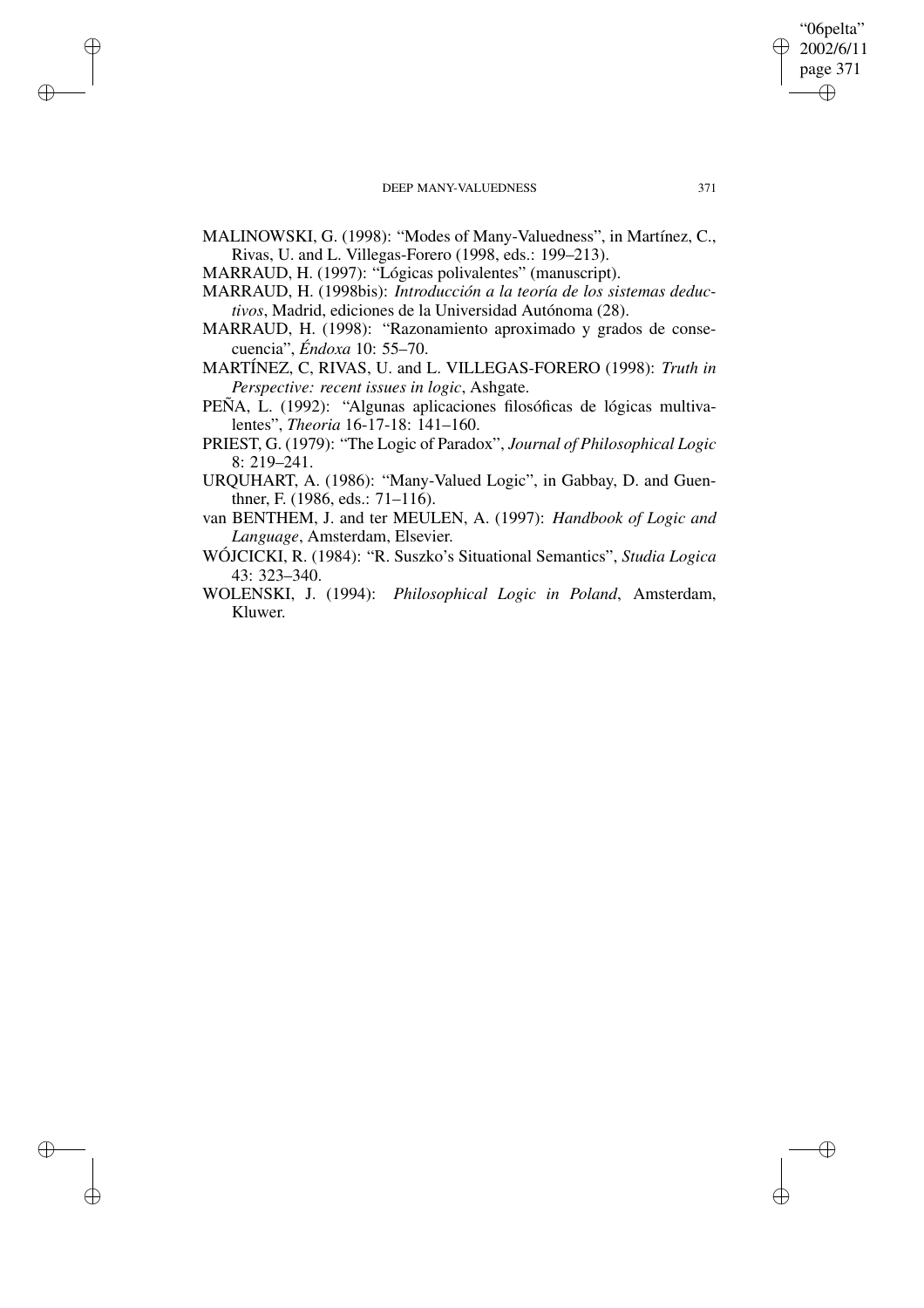MALINOWSKI, G. (1998): "Modes of Many-Valuedness", in Martínez, C., Rivas, U. and L. Villegas-Forero (1998, eds.: 199–213).

MARRAUD, H. (1997): "Lógicas polivalentes" (manuscript).

MARRAUD, H. (1998bis): *Introducción a la teoría de los sistemas deductivos*, Madrid, ediciones de la Universidad Autónoma (28).

MARRAUD, H. (1998): "Razonamiento aproximado y grados de consecuencia", *Éndoxa* 10: 55–70.

MARTÍNEZ, C, RIVAS, U. and L. VILLEGAS-FORERO (1998): *Truth in Perspective: recent issues in logic*, Ashgate.

PEÑA, L. (1992): "Algunas aplicaciones filosóficas de lógicas multivalentes", *Theoria* 16-17-18: 141–160.

PRIEST, G. (1979): "The Logic of Paradox", *Journal of Philosophical Logic* 8: 219–241.

URQUHART, A. (1986): "Many-Valued Logic", in Gabbay, D. and Guenthner, F. (1986, eds.: 71–116).

van BENTHEM, J. and ter MEULEN, A. (1997): *Handbook of Logic and Language*, Amsterdam, Elsevier.

WÓJCICKI, R. (1984): "R. Suszko's Situational Semantics", *Studia Logica* 43: 323–340.

WOLENSKI, J. (1994): *Philosophical Logic in Poland*, Amsterdam, Kluwer.